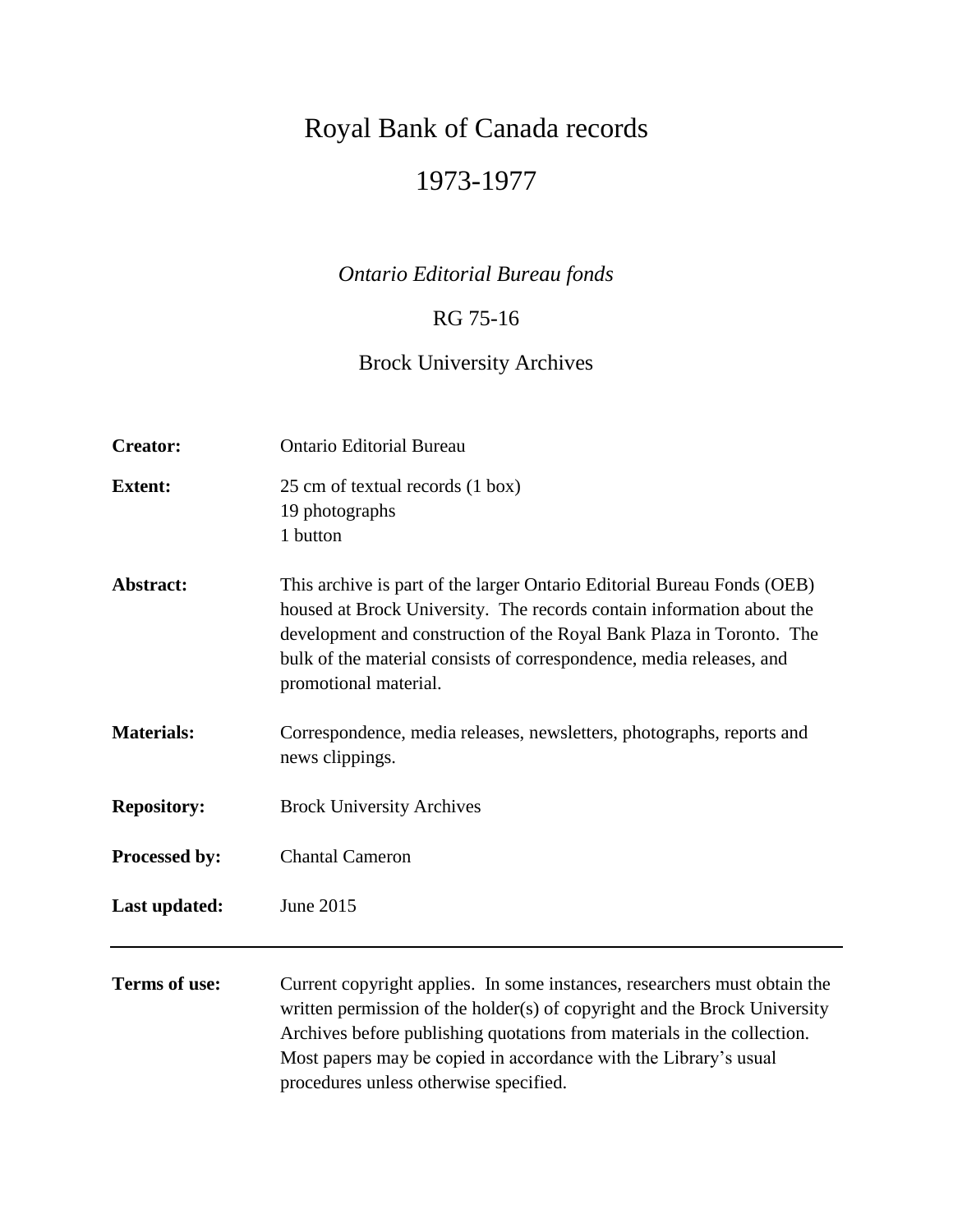# Royal Bank of Canada records

## 1973-1977

*Ontario Editorial Bureau fonds*

RG 75-16

Brock University Archives

| | |
|---|---|
| **Creator:** | Ontario Editorial Bureau |
| **Extent:** | 25 cm of textual records (1 box)<br>19 photographs<br>1 button |
| **Abstract:** | This archive is part of the larger Ontario Editorial Bureau Fonds (OEB) housed at Brock University. The records contain information about the development and construction of the Royal Bank Plaza in Toronto. The bulk of the material consists of correspondence, media releases, and promotional material. |
| **Materials:** | Correspondence, media releases, newsletters, photographs, reports and news clippings. |
| **Repository:** | Brock University Archives |
| **Processed by:** | Chantal Cameron |
| **Last updated:** | June 2015 |

---

**Terms of use:** Current copyright applies. In some instances, researchers must obtain the written permission of the holder(s) of copyright and the Brock University Archives before publishing quotations from materials in the collection. Most papers may be copied in accordance with the Library's usual procedures unless otherwise specified.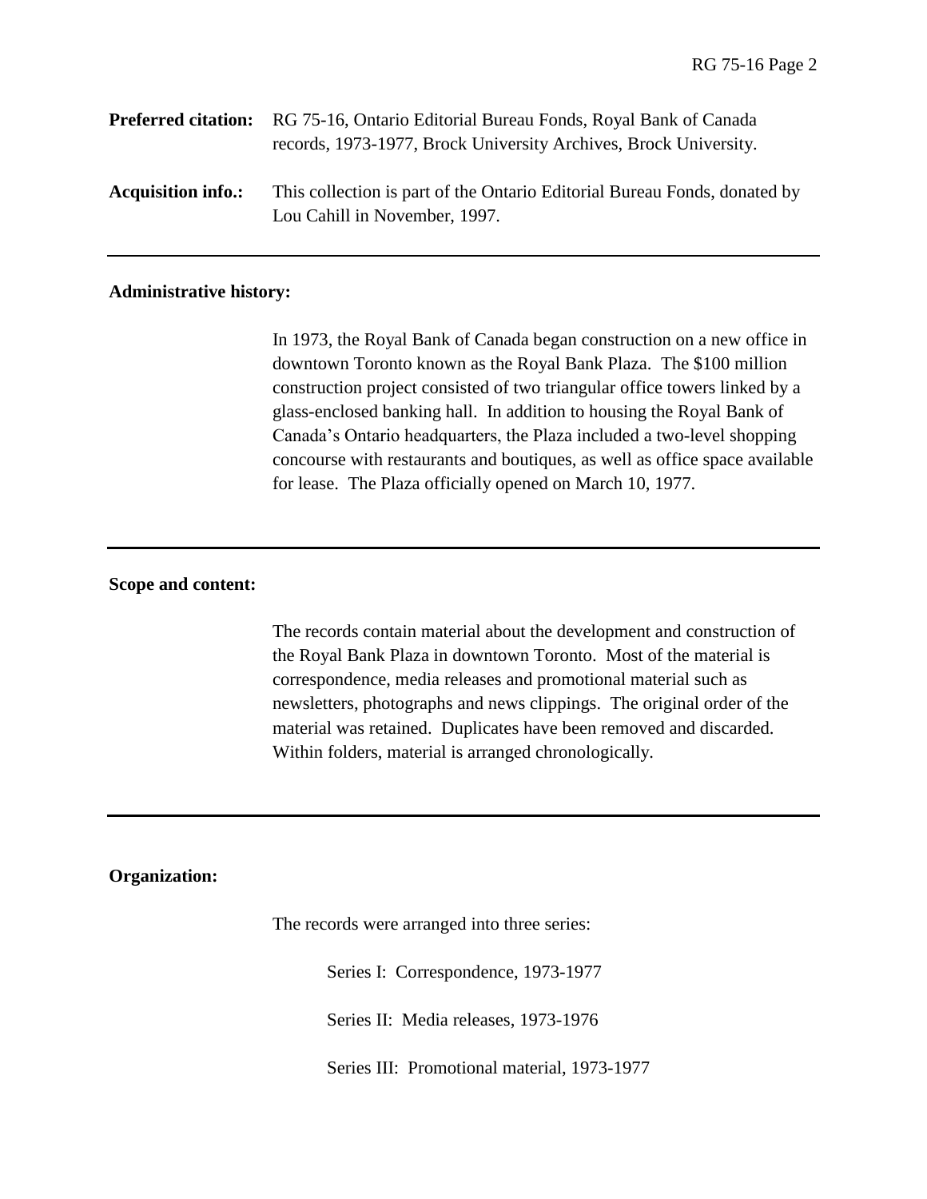**Preferred citation:** RG 75-16, Ontario Editorial Bureau Fonds, Royal Bank of Canada records, 1973-1977, Brock University Archives, Brock University.

**Acquisition info.:** This collection is part of the Ontario Editorial Bureau Fonds, donated by Lou Cahill in November, 1997.

---

**Administrative history:**

In 1973, the Royal Bank of Canada began construction on a new office in downtown Toronto known as the Royal Bank Plaza. The $100 million construction project consisted of two triangular office towers linked by a glass-enclosed banking hall. In addition to housing the Royal Bank of Canada's Ontario headquarters, the Plaza included a two-level shopping concourse with restaurants and boutiques, as well as office space available for lease. The Plaza officially opened on March 10, 1977.

---

**Scope and content:**

The records contain material about the development and construction of the Royal Bank Plaza in downtown Toronto. Most of the material is correspondence, media releases and promotional material such as newsletters, photographs and news clippings. The original order of the material was retained. Duplicates have been removed and discarded. Within folders, material is arranged chronologically.

---

**Organization:**

The records were arranged into three series:

Series I: Correspondence, 1973-1977

Series II: Media releases, 1973-1976

Series III: Promotional material, 1973-1977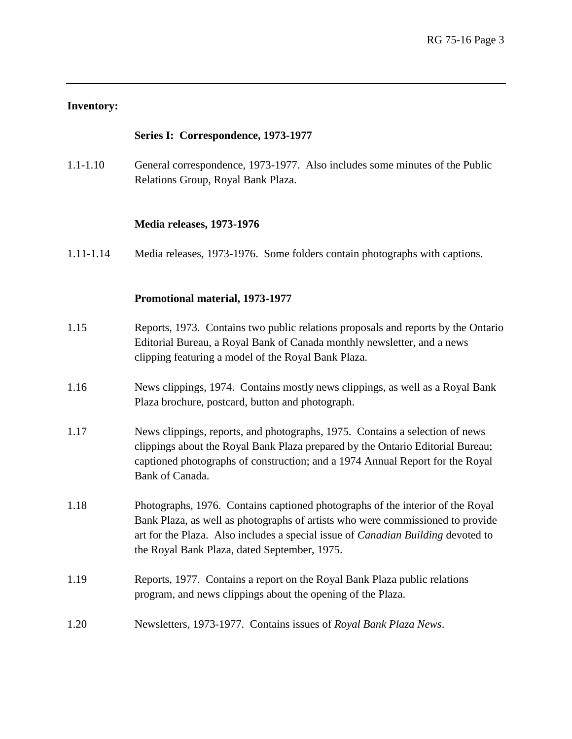**Inventory:**

**Series I: Correspondence, 1973-1977**

1.1-1.10 General correspondence, 1973-1977. Also includes some minutes of the Public Relations Group, Royal Bank Plaza.

**Media releases, 1973-1976**

1.11-1.14 Media releases, 1973-1976. Some folders contain photographs with captions.

**Promotional material, 1973-1977**

1.15 Reports, 1973. Contains two public relations proposals and reports by the Ontario Editorial Bureau, a Royal Bank of Canada monthly newsletter, and a news clipping featuring a model of the Royal Bank Plaza.

1.16 News clippings, 1974. Contains mostly news clippings, as well as a Royal Bank Plaza brochure, postcard, button and photograph.

1.17 News clippings, reports, and photographs, 1975. Contains a selection of news clippings about the Royal Bank Plaza prepared by the Ontario Editorial Bureau; captioned photographs of construction; and a 1974 Annual Report for the Royal Bank of Canada.

1.18 Photographs, 1976. Contains captioned photographs of the interior of the Royal Bank Plaza, as well as photographs of artists who were commissioned to provide art for the Plaza. Also includes a special issue of *Canadian Building* devoted to the Royal Bank Plaza, dated September, 1975.

1.19 Reports, 1977. Contains a report on the Royal Bank Plaza public relations program, and news clippings about the opening of the Plaza.

1.20 Newsletters, 1973-1977. Contains issues of *Royal Bank Plaza News*.